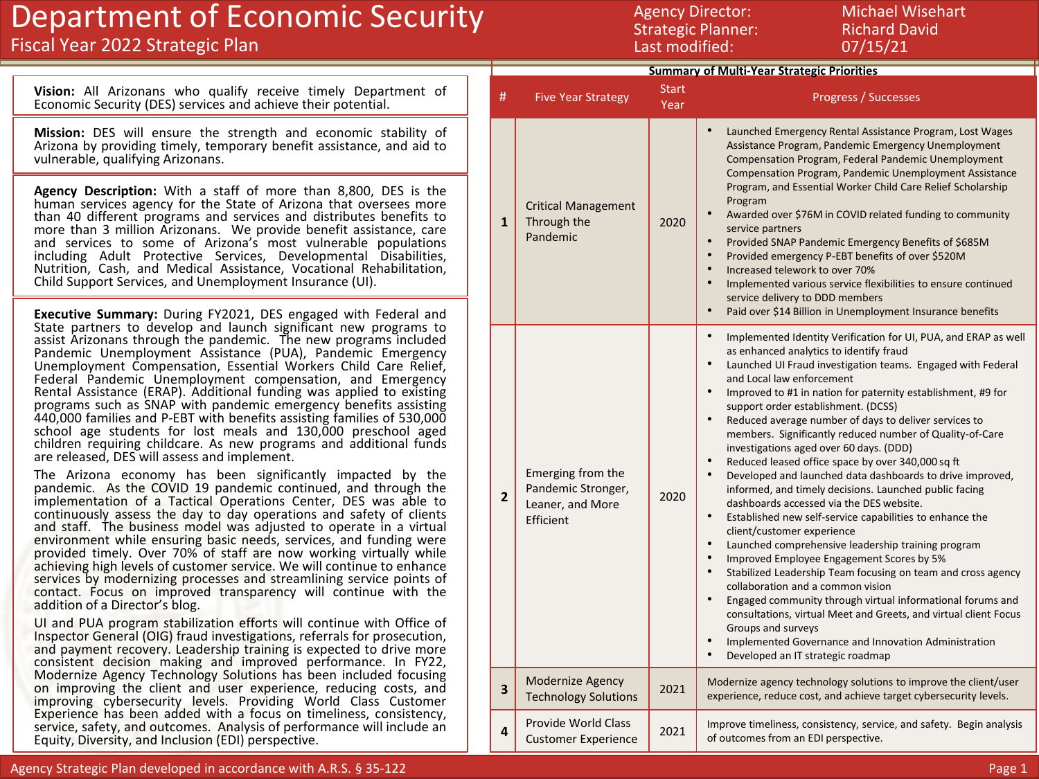# Department of Economic Security

## Fiscal Year 2022 Strategic Plan

Agency Director: Michael Wisehart
Strategic Planner: Richard David
Last modified: 07/15/21

**Vision:** All Arizonans who qualify receive timely Department of Economic Security (DES) services and achieve their potential.

**Mission:** DES will ensure the strength and economic stability of Arizona by providing timely, temporary benefit assistance, and aid to vulnerable, qualifying Arizonans.

**Agency Description:** With a staff of more than 8,800, DES is the human services agency for the State of Arizona that oversees more than 40 different programs and services and distributes benefits to more than 3 million Arizonans. We provide benefit assistance, care and services to some of Arizona's most vulnerable populations including Adult Protective Services, Developmental Disabilities, Nutrition, Cash, and Medical Assistance, Vocational Rehabilitation, Child Support Services, and Unemployment Insurance (UI).

**Executive Summary:** During FY2021, DES engaged with Federal and State partners to develop and launch significant new programs to assist Arizonans through the pandemic. The new programs included Pandemic Unemployment Assistance (PUA), Pandemic Emergency Unemployment Compensation, Essential Workers Child Care Relief, Federal Pandemic Unemployment compensation, and Emergency Rental Assistance (ERAP). Additional funding was applied to existing programs such as SNAP with pandemic emergency benefits assisting 440,000 families and P-EBT with benefits assisting families of 530,000 school age students for lost meals and 130,000 preschool aged children requiring childcare. As new programs and additional funds are released, DES will assess and implement.

The Arizona economy has been significantly impacted by the pandemic. As the COVID 19 pandemic continued, and through the implementation of a Tactical Operations Center, DES was able to continuously assess the day to day operations and safety of clients and staff. The business model was adjusted to operate in a virtual environment while ensuring basic needs, services, and funding were provided timely. Over 70% of staff are now working virtually while achieving high levels of customer service. We will continue to enhance services by modernizing processes and streamlining service points of contact. Focus on improved transparency will continue with the addition of a Director's blog.

UI and PUA program stabilization efforts will continue with Office of Inspector General (OIG) fraud investigations, referrals for prosecution, and payment recovery. Leadership training is expected to drive more consistent decision making and improved performance. In FY22, Modernize Agency Technology Solutions has been included focusing on improving the client and user experience, reducing costs, and improving cybersecurity levels. Providing World Class Customer Experience has been added with a focus on timeliness, consistency, service, safety, and outcomes. Analysis of performance will include an Equity, Diversity, and Inclusion (EDI) perspective.

### Summary of Multi-Year Strategic Priorities

| # | Five Year Strategy | Start Year | Progress / Successes |
|---|---|---|---|
| 1 | Critical Management Through the Pandemic | 2020 | • Launched Emergency Rental Assistance Program, Lost Wages Assistance Program, Pandemic Emergency Unemployment Compensation Program, Federal Pandemic Unemployment Compensation Program, Pandemic Unemployment Assistance Program, and Essential Worker Child Care Relief Scholarship Program<br>• Awarded over $76M in COVID related funding to community service partners<br>• Provided SNAP Pandemic Emergency Benefits of $685M<br>• Provided emergency P-EBT benefits of over $520M<br>• Increased telework to over 70%<br>• Implemented various service flexibilities to ensure continued service delivery to DDD members<br>• Paid over $14 Billion in Unemployment Insurance benefits |
| 2 | Emerging from the Pandemic Stronger, Leaner, and More Efficient | 2020 | • Implemented Identity Verification for UI, PUA, and ERAP as well as enhanced analytics to identify fraud<br>• Launched UI Fraud investigation teams. Engaged with Federal and Local law enforcement<br>• Improved to #1 in nation for paternity establishment, #9 for support order establishment. (DCSS)<br>• Reduced average number of days to deliver services to members. Significantly reduced number of Quality-of-Care investigations aged over 60 days. (DDD)<br>• Reduced leased office space by over 340,000 sq ft<br>• Developed and launched data dashboards to drive improved, informed, and timely decisions. Launched public facing dashboards accessed via the DES website.<br>• Established new self-service capabilities to enhance the client/customer experience<br>• Launched comprehensive leadership training program<br>• Improved Employee Engagement Scores by 5%<br>• Stabilized Leadership Team focusing on team and cross agency collaboration and a common vision<br>• Engaged community through virtual informational forums and consultations, virtual Meet and Greets, and virtual client Focus Groups and surveys<br>• Implemented Governance and Innovation Administration<br>• Developed an IT strategic roadmap |
| 3 | Modernize Agency Technology Solutions | 2021 | Modernize agency technology solutions to improve the client/user experience, reduce cost, and achieve target cybersecurity levels. |
| 4 | Provide World Class Customer Experience | 2021 | Improve timeliness, consistency, service, and safety. Begin analysis of outcomes from an EDI perspective. |

Agency Strategic Plan developed in accordance with A.R.S. § 35-122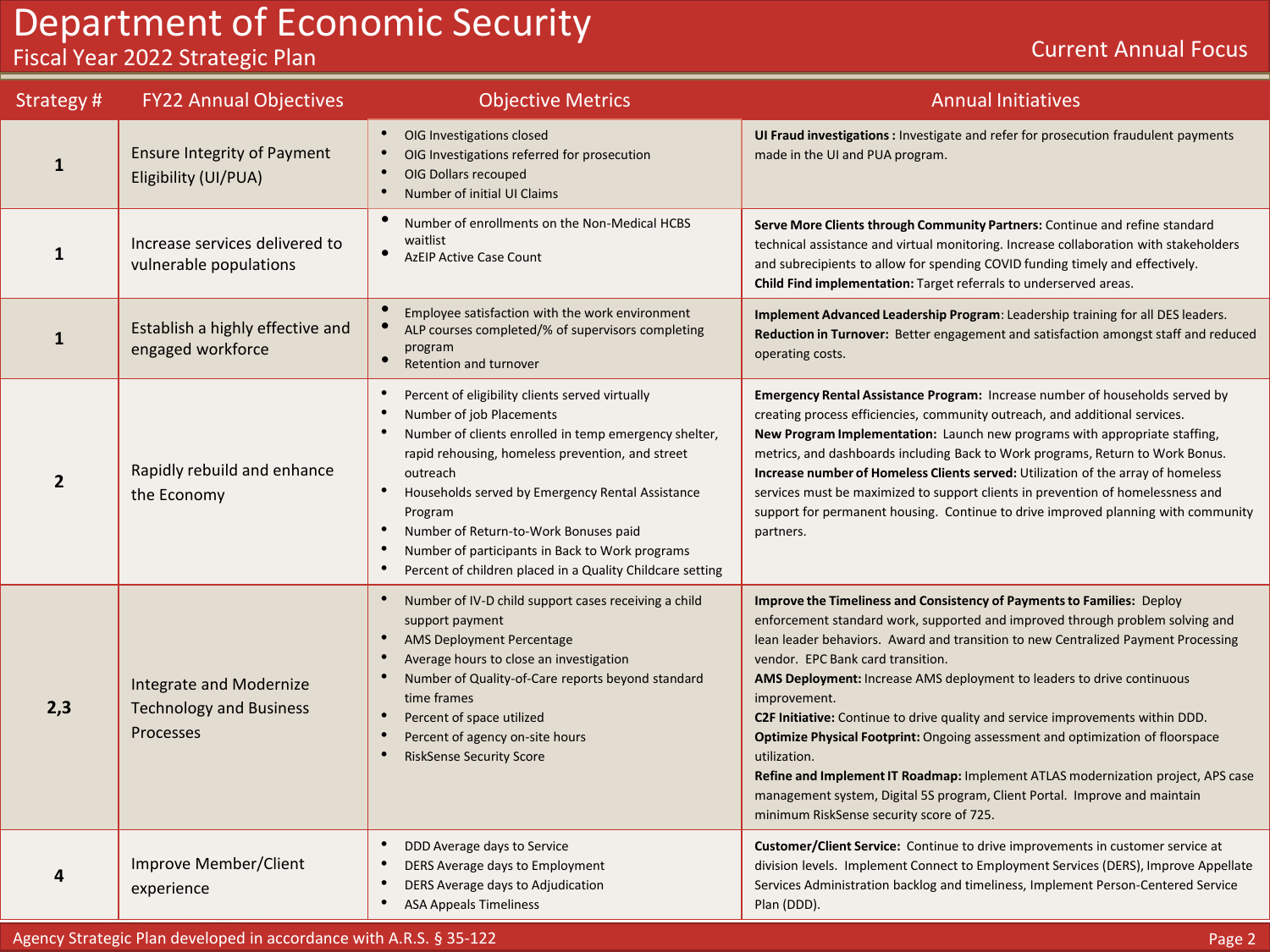# Department of Economic Security

## Fiscal Year 2022 Strategic Plan

Current Annual Focus

| Strategy # | FY22 Annual Objectives | Objective Metrics | Annual Initiatives |
|---|---|---|---|
| 1 | Ensure Integrity of Payment Eligibility (UI/PUA) | • OIG Investigations closed<br>• OIG Investigations referred for prosecution<br>• OIG Dollars recouped<br>• Number of initial UI Claims | **UI Fraud investigations :** Investigate and refer for prosecution fraudulent payments made in the UI and PUA program. |
| 1 | Increase services delivered to vulnerable populations | • Number of enrollments on the Non-Medical HCBS waitlist<br>• AzEIP Active Case Count | **Serve More Clients through Community Partners:** Continue and refine standard technical assistance and virtual monitoring. Increase collaboration with stakeholders and subrecipients to allow for spending COVID funding timely and effectively.<br>**Child Find implementation:** Target referrals to underserved areas. |
| 1 | Establish a highly effective and engaged workforce | • Employee satisfaction with the work environment<br>• ALP courses completed/% of supervisors completing program<br>• Retention and turnover | **Implement Advanced Leadership Program**: Leadership training for all DES leaders.<br>**Reduction in Turnover:** Better engagement and satisfaction amongst staff and reduced operating costs. |
| 2 | Rapidly rebuild and enhance the Economy | • Percent of eligibility clients served virtually<br>• Number of job Placements<br>• Number of clients enrolled in temp emergency shelter, rapid rehousing, homeless prevention, and street outreach<br>• Households served by Emergency Rental Assistance Program<br>• Number of Return-to-Work Bonuses paid<br>• Number of participants in Back to Work programs<br>• Percent of children placed in a Quality Childcare setting | **Emergency Rental Assistance Program:** Increase number of households served by creating process efficiencies, community outreach, and additional services.<br>**New Program Implementation:** Launch new programs with appropriate staffing, metrics, and dashboards including Back to Work programs, Return to Work Bonus.<br>**Increase number of Homeless Clients served:** Utilization of the array of homeless services must be maximized to support clients in prevention of homelessness and support for permanent housing. Continue to drive improved planning with community partners. |
| 2,3 | Integrate and Modernize Technology and Business Processes | • Number of IV-D child support cases receiving a child support payment<br>• AMS Deployment Percentage<br>• Average hours to close an investigation<br>• Number of Quality-of-Care reports beyond standard time frames<br>• Percent of space utilized<br>• Percent of agency on-site hours<br>• RiskSense Security Score | **Improve the Timeliness and Consistency of Payments to Families:** Deploy enforcement standard work, supported and improved through problem solving and lean leader behaviors. Award and transition to new Centralized Payment Processing vendor. EPC Bank card transition.<br>**AMS Deployment:** Increase AMS deployment to leaders to drive continuous improvement.<br>**C2F Initiative:** Continue to drive quality and service improvements within DDD.<br>**Optimize Physical Footprint:** Ongoing assessment and optimization of floorspace utilization.<br>**Refine and Implement IT Roadmap:** Implement ATLAS modernization project, APS case management system, Digital 5S program, Client Portal. Improve and maintain minimum RiskSense security score of 725. |
| 4 | Improve Member/Client experience | • DDD Average days to Service<br>• DERS Average days to Employment<br>• DERS Average days to Adjudication<br>• ASA Appeals Timeliness | **Customer/Client Service:** Continue to drive improvements in customer service at division levels. Implement Connect to Employment Services (DERS), Improve Appellate Services Administration backlog and timeliness, Implement Person-Centered Service Plan (DDD). |

Agency Strategic Plan developed in accordance with A.R.S. § 35-122